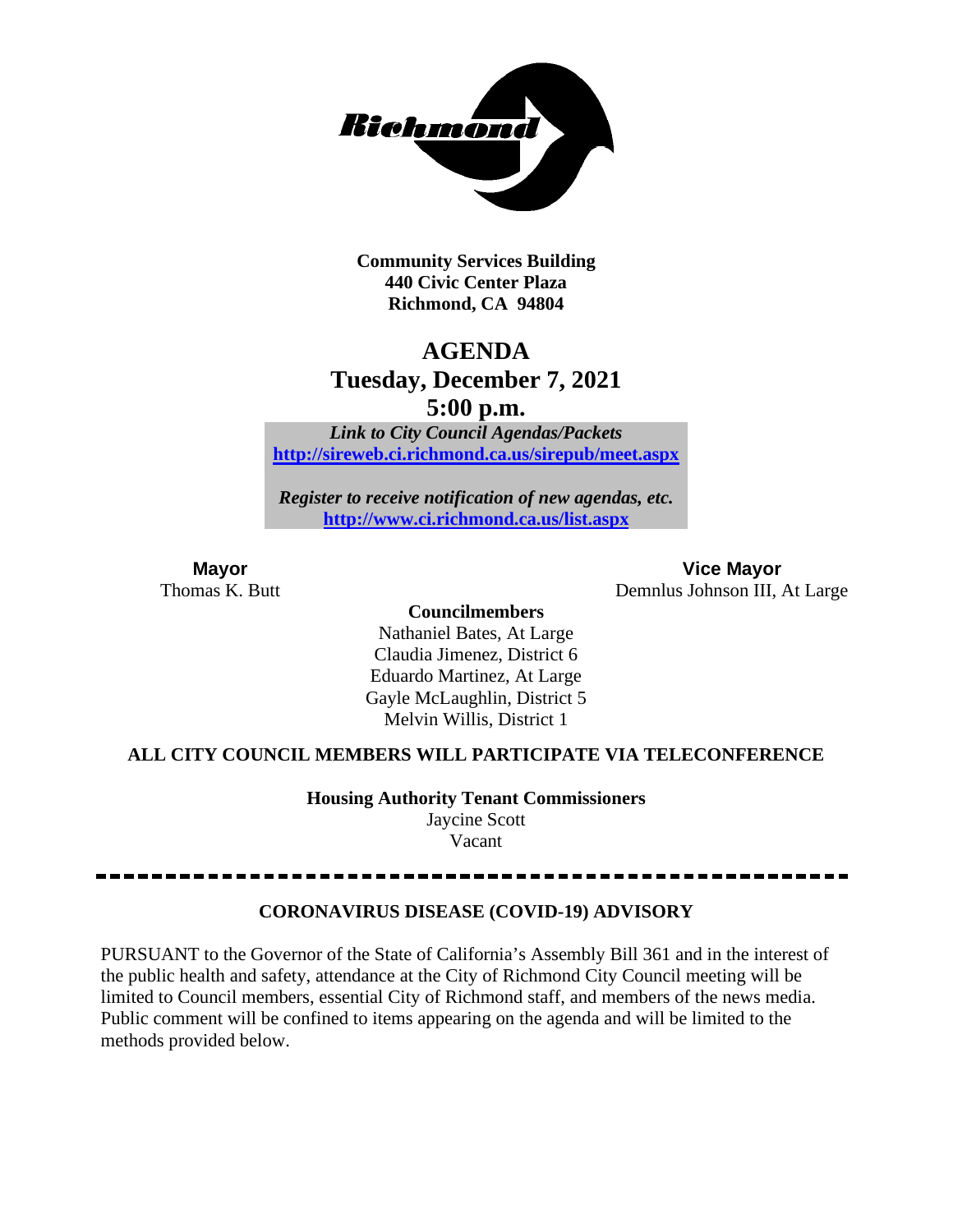**Community Services Building**
**440 Civic Center Plaza**
**Richmond, CA 94804**

# AGENDA
## Tuesday, December 7, 2021
## 5:00 p.m.

***Link to City Council Agendas/Packets***
**[http://sireweb.ci.richmond.ca.us/sirepub/meet.aspx](http://sireweb.ci.richmond.ca.us/sirepub/meet.aspx)**

***Register to receive notification of new agendas, etc.***
**[http://www.ci.richmond.ca.us/list.aspx](http://www.ci.richmond.ca.us/list.aspx)**

**Mayor**
Thomas K. Butt

**Vice Mayor**
Demnlus Johnson III, At Large

**Councilmembers**
Nathaniel Bates, At Large
Claudia Jimenez, District 6
Eduardo Martinez, At Large
Gayle McLaughlin, District 5
Melvin Willis, District 1

**ALL CITY COUNCIL MEMBERS WILL PARTICIPATE VIA TELECONFERENCE**

**Housing Authority Tenant Commissioners**
Jaycine Scott
Vacant

---

**CORONAVIRUS DISEASE (COVID-19) ADVISORY**

PURSUANT to the Governor of the State of California's Assembly Bill 361 and in the interest of the public health and safety, attendance at the City of Richmond City Council meeting will be limited to Council members, essential City of Richmond staff, and members of the news media. Public comment will be confined to items appearing on the agenda and will be limited to the methods provided below.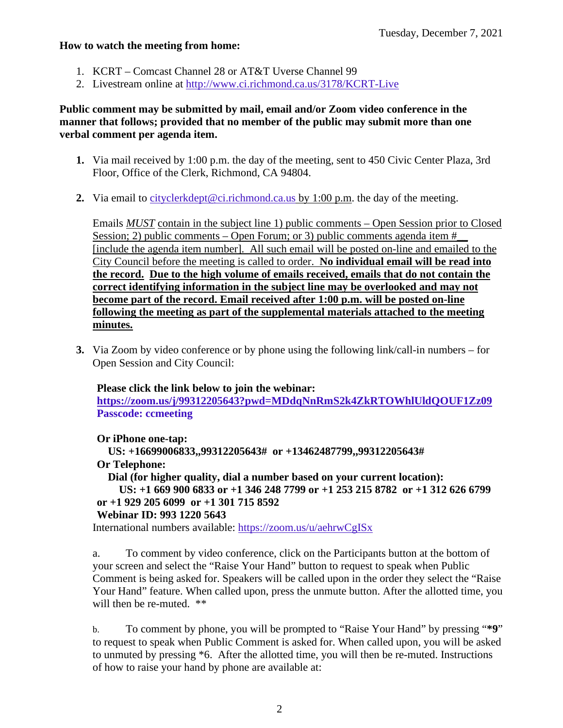Tuesday, December 7, 2021

**How to watch the meeting from home:**

1. KCRT – Comcast Channel 28 or AT&T Uverse Channel 99
2. Livestream online at http://www.ci.richmond.ca.us/3178/KCRT-Live

**Public comment may be submitted by mail, email and/or Zoom video conference in the manner that follows; provided that no member of the public may submit more than one verbal comment per agenda item.**

**1.** Via mail received by 1:00 p.m. the day of the meeting, sent to 450 Civic Center Plaza, 3rd Floor, Office of the Clerk, Richmond, CA 94804.

**2.** Via email to cityclerkdept@ci.richmond.ca.us by 1:00 p.m. the day of the meeting.

Emails *MUST* contain in the subject line 1) public comments – Open Session prior to Closed Session; 2) public comments – Open Forum; or 3) public comments agenda item #__ [include the agenda item number]. All such email will be posted on-line and emailed to the City Council before the meeting is called to order. **No individual email will be read into the record. Due to the high volume of emails received, emails that do not contain the correct identifying information in the subject line may be overlooked and may not become part of the record. Email received after 1:00 p.m. will be posted on-line following the meeting as part of the supplemental materials attached to the meeting minutes.**

**3.** Via Zoom by video conference or by phone using the following link/call-in numbers – for Open Session and City Council:

**Please click the link below to join the webinar:**
**https://zoom.us/j/99312205643?pwd=MDdqNnRmS2k4ZkRTOWhlUldQOUF1Zz09**
**Passcode: ccmeeting**

**Or iPhone one-tap:**
**US: +16699006833,,99312205643# or +13462487799,,99312205643#**
**Or Telephone:**
**Dial (for higher quality, dial a number based on your current location):**
**US: +1 669 900 6833 or +1 346 248 7799 or +1 253 215 8782 or +1 312 626 6799 or +1 929 205 6099 or +1 301 715 8592**
**Webinar ID: 993 1220 5643**
International numbers available: https://zoom.us/u/aehrwCgISx

a. To comment by video conference, click on the Participants button at the bottom of your screen and select the "Raise Your Hand" button to request to speak when Public Comment is being asked for. Speakers will be called upon in the order they select the "Raise Your Hand" feature. When called upon, press the unmute button. After the allotted time, you will then be re-muted. **

b. To comment by phone, you will be prompted to "Raise Your Hand" by pressing "***9**" to request to speak when Public Comment is asked for. When called upon, you will be asked to unmuted by pressing *6. After the allotted time, you will then be re-muted. Instructions of how to raise your hand by phone are available at: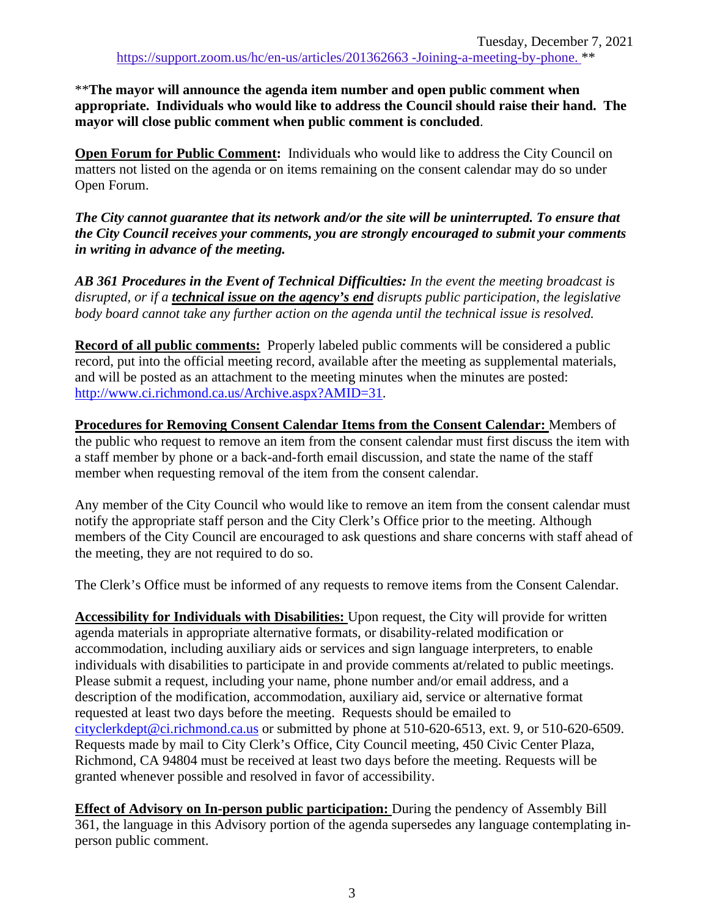https://support.zoom.us/hc/en-us/articles/201362663 -Joining-a-meeting-by-phone. **

**The mayor will announce the agenda item number and open public comment when appropriate. Individuals who would like to address the Council should raise their hand. The mayor will close public comment when public comment is concluded**.

**Open Forum for Public Comment:** Individuals who would like to address the City Council on matters not listed on the agenda or on items remaining on the consent calendar may do so under Open Forum.

***The City cannot guarantee that its network and/or the site will be uninterrupted. To ensure that the City Council receives your comments, you are strongly encouraged to submit your comments in writing in advance of the meeting.***

***AB 361 Procedures in the Event of Technical Difficulties:*** *In the event the meeting broadcast is disrupted, or if a **technical issue on the agency's end** disrupts public participation, the legislative body board cannot take any further action on the agenda until the technical issue is resolved.*

**Record of all public comments:** Properly labeled public comments will be considered a public record, put into the official meeting record, available after the meeting as supplemental materials, and will be posted as an attachment to the meeting minutes when the minutes are posted: http://www.ci.richmond.ca.us/Archive.aspx?AMID=31.

**Procedures for Removing Consent Calendar Items from the Consent Calendar:** Members of the public who request to remove an item from the consent calendar must first discuss the item with a staff member by phone or a back-and-forth email discussion, and state the name of the staff member when requesting removal of the item from the consent calendar.

Any member of the City Council who would like to remove an item from the consent calendar must notify the appropriate staff person and the City Clerk's Office prior to the meeting. Although members of the City Council are encouraged to ask questions and share concerns with staff ahead of the meeting, they are not required to do so.

The Clerk's Office must be informed of any requests to remove items from the Consent Calendar.

**Accessibility for Individuals with Disabilities:** Upon request, the City will provide for written agenda materials in appropriate alternative formats, or disability-related modification or accommodation, including auxiliary aids or services and sign language interpreters, to enable individuals with disabilities to participate in and provide comments at/related to public meetings. Please submit a request, including your name, phone number and/or email address, and a description of the modification, accommodation, auxiliary aid, service or alternative format requested at least two days before the meeting. Requests should be emailed to cityclerkdept@ci.richmond.ca.us or submitted by phone at 510-620-6513, ext. 9, or 510-620-6509. Requests made by mail to City Clerk's Office, City Council meeting, 450 Civic Center Plaza, Richmond, CA 94804 must be received at least two days before the meeting. Requests will be granted whenever possible and resolved in favor of accessibility.

**Effect of Advisory on In-person public participation:** During the pendency of Assembly Bill 361, the language in this Advisory portion of the agenda supersedes any language contemplating in-person public comment.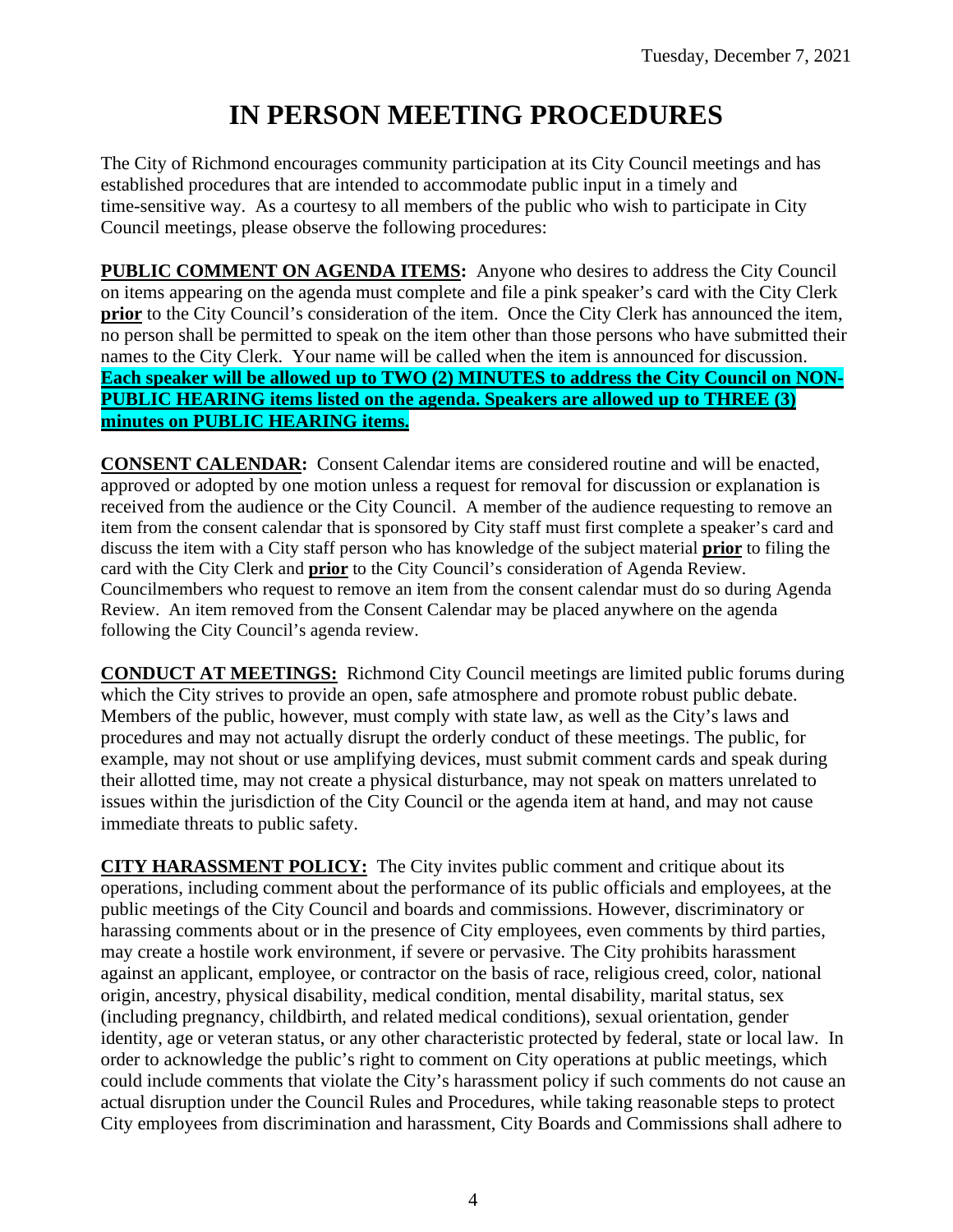# IN PERSON MEETING PROCEDURES

The City of Richmond encourages community participation at its City Council meetings and has established procedures that are intended to accommodate public input in a timely and time-sensitive way. As a courtesy to all members of the public who wish to participate in City Council meetings, please observe the following procedures:

**PUBLIC COMMENT ON AGENDA ITEMS:** Anyone who desires to address the City Council on items appearing on the agenda must complete and file a pink speaker's card with the City Clerk **prior** to the City Council's consideration of the item. Once the City Clerk has announced the item, no person shall be permitted to speak on the item other than those persons who have submitted their names to the City Clerk. Your name will be called when the item is announced for discussion. **Each speaker will be allowed up to TWO (2) MINUTES to address the City Council on NON-PUBLIC HEARING items listed on the agenda. Speakers are allowed up to THREE (3) minutes on PUBLIC HEARING items.**

**CONSENT CALENDAR:** Consent Calendar items are considered routine and will be enacted, approved or adopted by one motion unless a request for removal for discussion or explanation is received from the audience or the City Council. A member of the audience requesting to remove an item from the consent calendar that is sponsored by City staff must first complete a speaker's card and discuss the item with a City staff person who has knowledge of the subject material **prior** to filing the card with the City Clerk and **prior** to the City Council's consideration of Agenda Review. Councilmembers who request to remove an item from the consent calendar must do so during Agenda Review. An item removed from the Consent Calendar may be placed anywhere on the agenda following the City Council's agenda review.

**CONDUCT AT MEETINGS:** Richmond City Council meetings are limited public forums during which the City strives to provide an open, safe atmosphere and promote robust public debate. Members of the public, however, must comply with state law, as well as the City's laws and procedures and may not actually disrupt the orderly conduct of these meetings. The public, for example, may not shout or use amplifying devices, must submit comment cards and speak during their allotted time, may not create a physical disturbance, may not speak on matters unrelated to issues within the jurisdiction of the City Council or the agenda item at hand, and may not cause immediate threats to public safety.

**CITY HARASSMENT POLICY:** The City invites public comment and critique about its operations, including comment about the performance of its public officials and employees, at the public meetings of the City Council and boards and commissions. However, discriminatory or harassing comments about or in the presence of City employees, even comments by third parties, may create a hostile work environment, if severe or pervasive. The City prohibits harassment against an applicant, employee, or contractor on the basis of race, religious creed, color, national origin, ancestry, physical disability, medical condition, mental disability, marital status, sex (including pregnancy, childbirth, and related medical conditions), sexual orientation, gender identity, age or veteran status, or any other characteristic protected by federal, state or local law. In order to acknowledge the public's right to comment on City operations at public meetings, which could include comments that violate the City's harassment policy if such comments do not cause an actual disruption under the Council Rules and Procedures, while taking reasonable steps to protect City employees from discrimination and harassment, City Boards and Commissions shall adhere to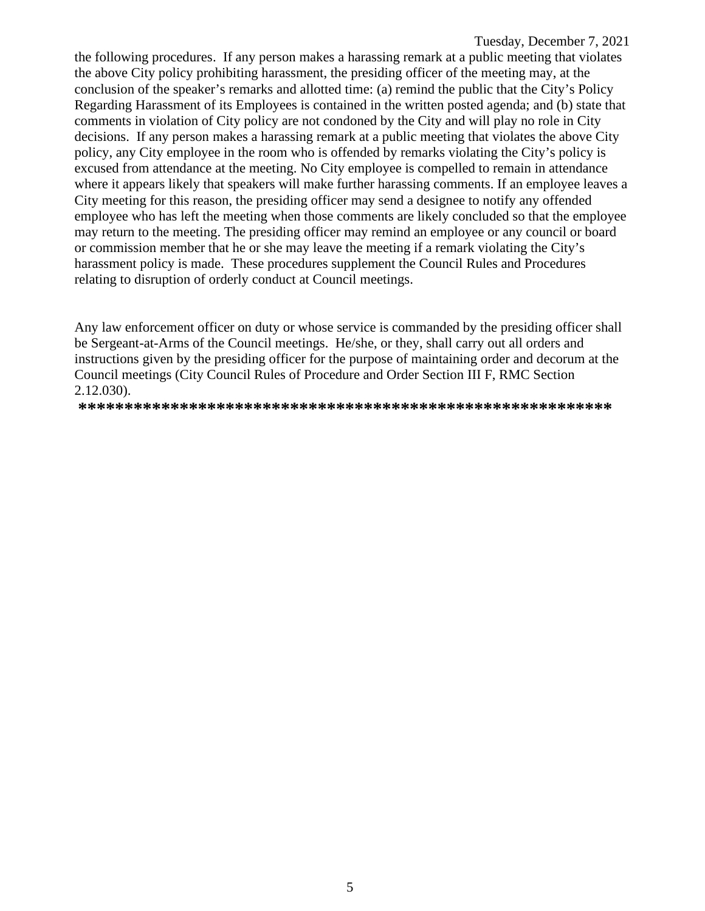the following procedures. If any person makes a harassing remark at a public meeting that violates the above City policy prohibiting harassment, the presiding officer of the meeting may, at the conclusion of the speaker's remarks and allotted time: (a) remind the public that the City's Policy Regarding Harassment of its Employees is contained in the written posted agenda; and (b) state that comments in violation of City policy are not condoned by the City and will play no role in City decisions. If any person makes a harassing remark at a public meeting that violates the above City policy, any City employee in the room who is offended by remarks violating the City's policy is excused from attendance at the meeting. No City employee is compelled to remain in attendance where it appears likely that speakers will make further harassing comments. If an employee leaves a City meeting for this reason, the presiding officer may send a designee to notify any offended employee who has left the meeting when those comments are likely concluded so that the employee may return to the meeting. The presiding officer may remind an employee or any council or board or commission member that he or she may leave the meeting if a remark violating the City's harassment policy is made. These procedures supplement the Council Rules and Procedures relating to disruption of orderly conduct at Council meetings.

Any law enforcement officer on duty or whose service is commanded by the presiding officer shall be Sergeant-at-Arms of the Council meetings. He/she, or they, shall carry out all orders and instructions given by the presiding officer for the purpose of maintaining order and decorum at the Council meetings (City Council Rules of Procedure and Order Section III F, RMC Section 2.12.030).

**************************************************************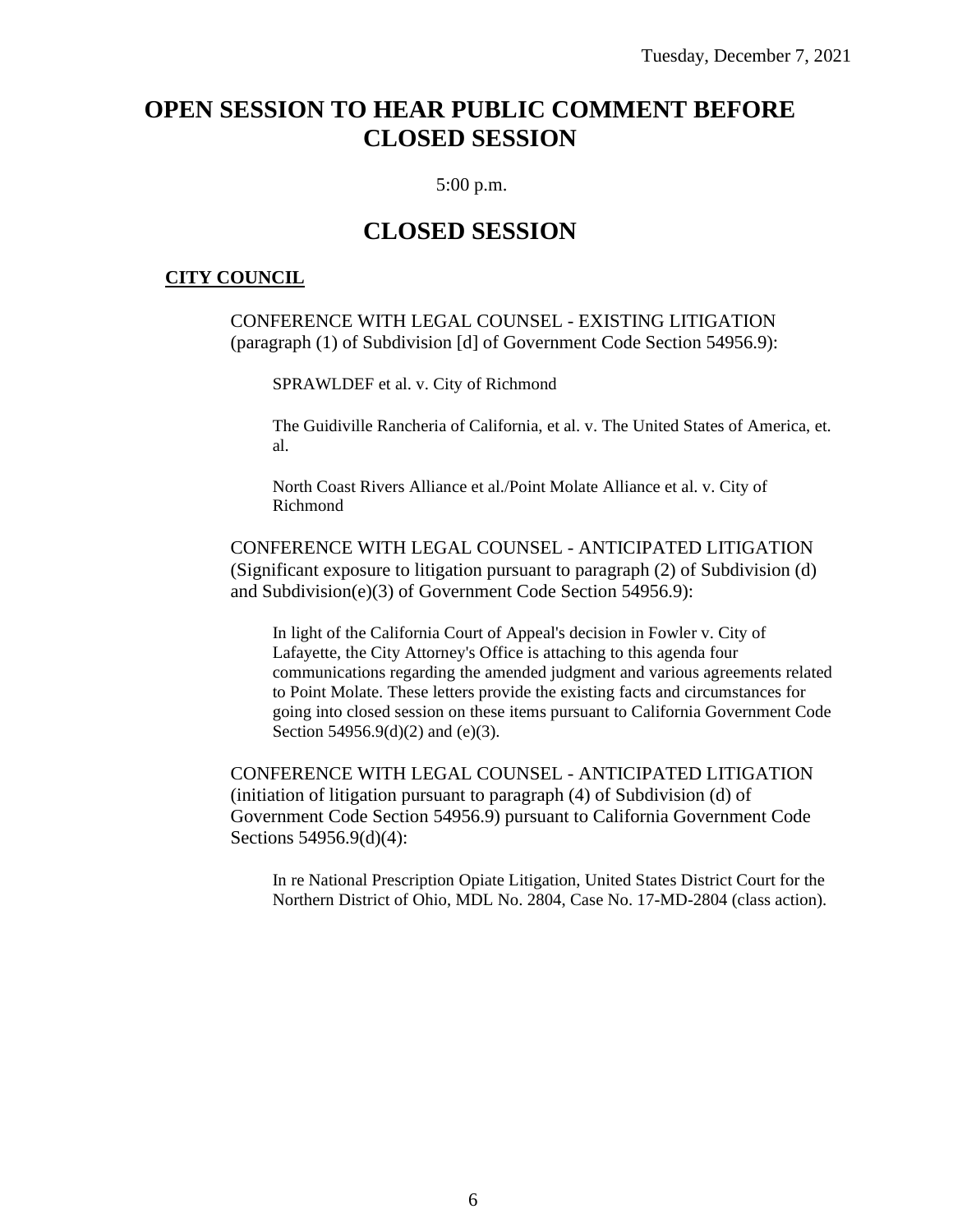# OPEN SESSION TO HEAR PUBLIC COMMENT BEFORE CLOSED SESSION

5:00 p.m.

# CLOSED SESSION

**CITY COUNCIL**

CONFERENCE WITH LEGAL COUNSEL - EXISTING LITIGATION (paragraph (1) of Subdivision [d] of Government Code Section 54956.9):

SPRAWLDEF et al. v. City of Richmond

The Guidiville Rancheria of California, et al. v. The United States of America, et. al.

North Coast Rivers Alliance et al./Point Molate Alliance et al. v. City of Richmond

CONFERENCE WITH LEGAL COUNSEL - ANTICIPATED LITIGATION (Significant exposure to litigation pursuant to paragraph (2) of Subdivision (d) and Subdivision(e)(3) of Government Code Section 54956.9):

In light of the California Court of Appeal's decision in Fowler v. City of Lafayette, the City Attorney's Office is attaching to this agenda four communications regarding the amended judgment and various agreements related to Point Molate. These letters provide the existing facts and circumstances for going into closed session on these items pursuant to California Government Code Section 54956.9(d)(2) and (e)(3).

CONFERENCE WITH LEGAL COUNSEL - ANTICIPATED LITIGATION (initiation of litigation pursuant to paragraph (4) of Subdivision (d) of Government Code Section 54956.9) pursuant to California Government Code Sections 54956.9(d)(4):

In re National Prescription Opiate Litigation, United States District Court for the Northern District of Ohio, MDL No. 2804, Case No. 17-MD-2804 (class action).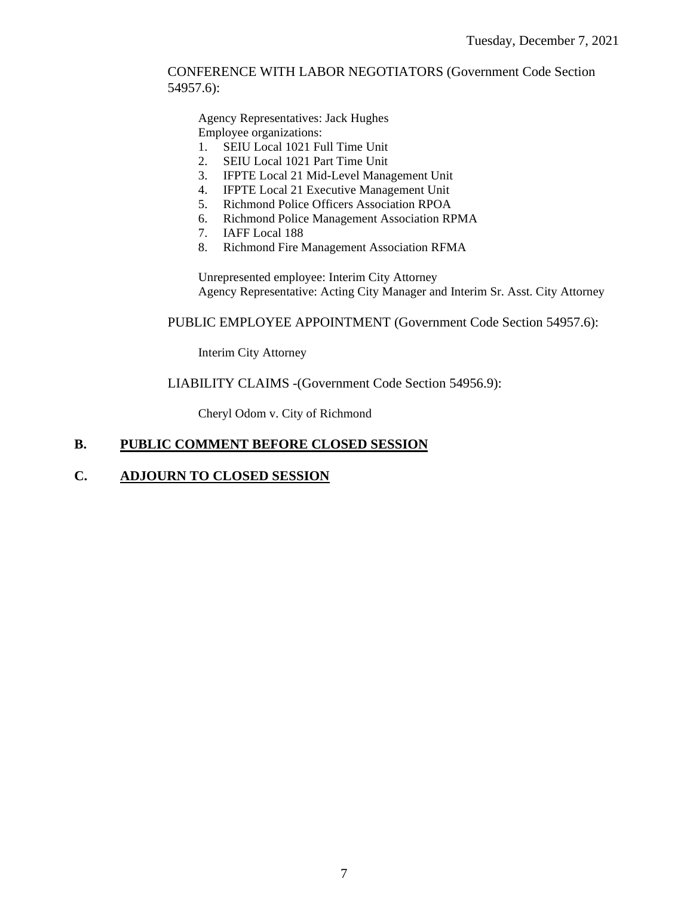CONFERENCE WITH LABOR NEGOTIATORS (Government Code Section 54957.6):

Agency Representatives: Jack Hughes
Employee organizations:

1. SEIU Local 1021 Full Time Unit
2. SEIU Local 1021 Part Time Unit
3. IFPTE Local 21 Mid-Level Management Unit
4. IFPTE Local 21 Executive Management Unit
5. Richmond Police Officers Association RPOA
6. Richmond Police Management Association RPMA
7. IAFF Local 188
8. Richmond Fire Management Association RFMA

Unrepresented employee: Interim City Attorney
Agency Representative: Acting City Manager and Interim Sr. Asst. City Attorney

PUBLIC EMPLOYEE APPOINTMENT (Government Code Section 54957.6):

Interim City Attorney

LIABILITY CLAIMS -(Government Code Section 54956.9):

Cheryl Odom v. City of Richmond

## B. PUBLIC COMMENT BEFORE CLOSED SESSION

## C. ADJOURN TO CLOSED SESSION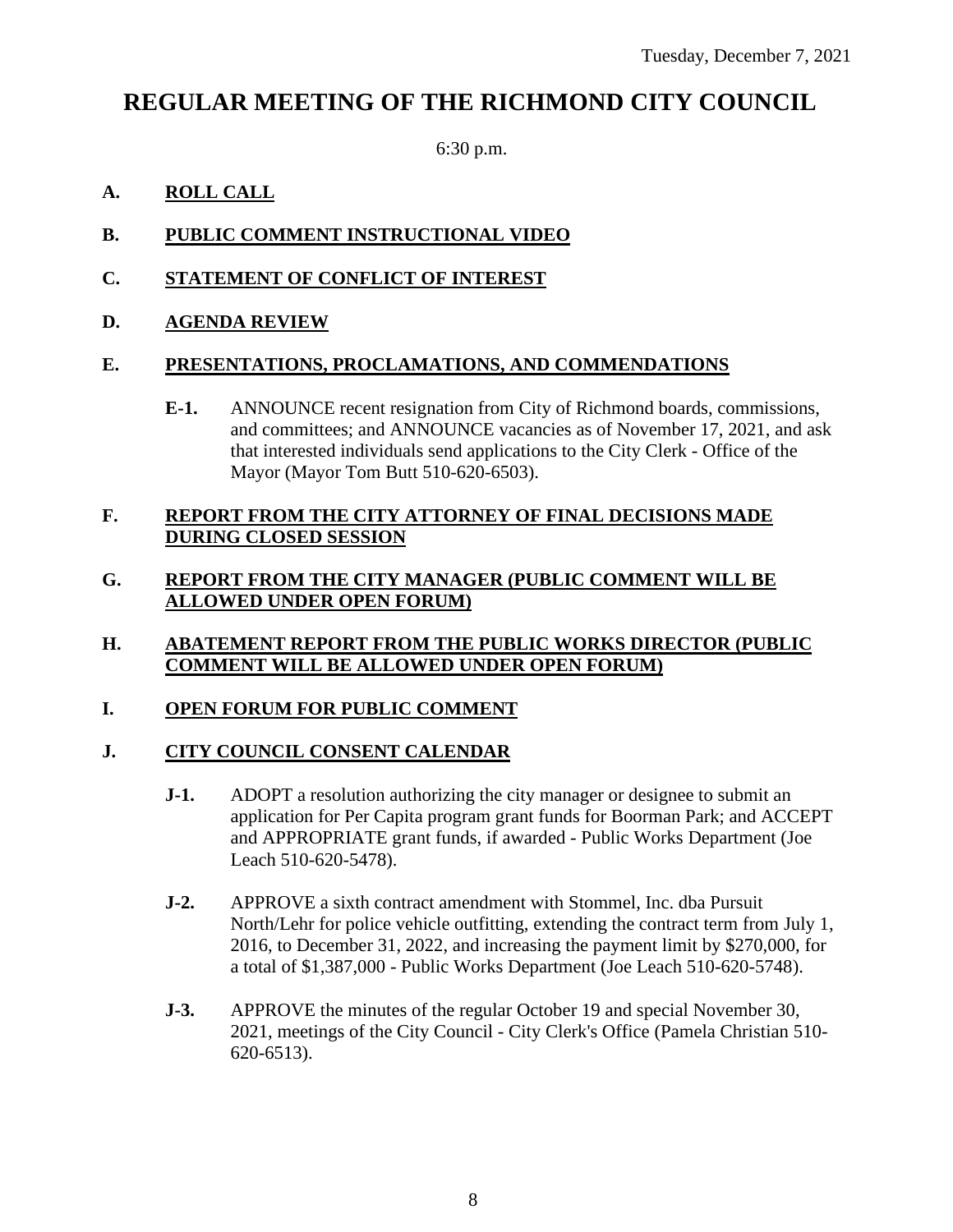Tuesday, December 7, 2021

# REGULAR MEETING OF THE RICHMOND CITY COUNCIL

6:30 p.m.

**A. ROLL CALL**

**B. PUBLIC COMMENT INSTRUCTIONAL VIDEO**

**C. STATEMENT OF CONFLICT OF INTEREST**

**D. AGENDA REVIEW**

**E. PRESENTATIONS, PROCLAMATIONS, AND COMMENDATIONS**

**E-1.** ANNOUNCE recent resignation from City of Richmond boards, commissions, and committees; and ANNOUNCE vacancies as of November 17, 2021, and ask that interested individuals send applications to the City Clerk - Office of the Mayor (Mayor Tom Butt 510-620-6503).

**F. REPORT FROM THE CITY ATTORNEY OF FINAL DECISIONS MADE DURING CLOSED SESSION**

**G. REPORT FROM THE CITY MANAGER (PUBLIC COMMENT WILL BE ALLOWED UNDER OPEN FORUM)**

**H. ABATEMENT REPORT FROM THE PUBLIC WORKS DIRECTOR (PUBLIC COMMENT WILL BE ALLOWED UNDER OPEN FORUM)**

**I. OPEN FORUM FOR PUBLIC COMMENT**

**J. CITY COUNCIL CONSENT CALENDAR**

**J-1.** ADOPT a resolution authorizing the city manager or designee to submit an application for Per Capita program grant funds for Boorman Park; and ACCEPT and APPROPRIATE grant funds, if awarded - Public Works Department (Joe Leach 510-620-5478).

**J-2.** APPROVE a sixth contract amendment with Stommel, Inc. dba Pursuit North/Lehr for police vehicle outfitting, extending the contract term from July 1, 2016, to December 31, 2022, and increasing the payment limit by $270,000, for a total of $1,387,000 - Public Works Department (Joe Leach 510-620-5748).

**J-3.** APPROVE the minutes of the regular October 19 and special November 30, 2021, meetings of the City Council - City Clerk's Office (Pamela Christian 510-620-6513).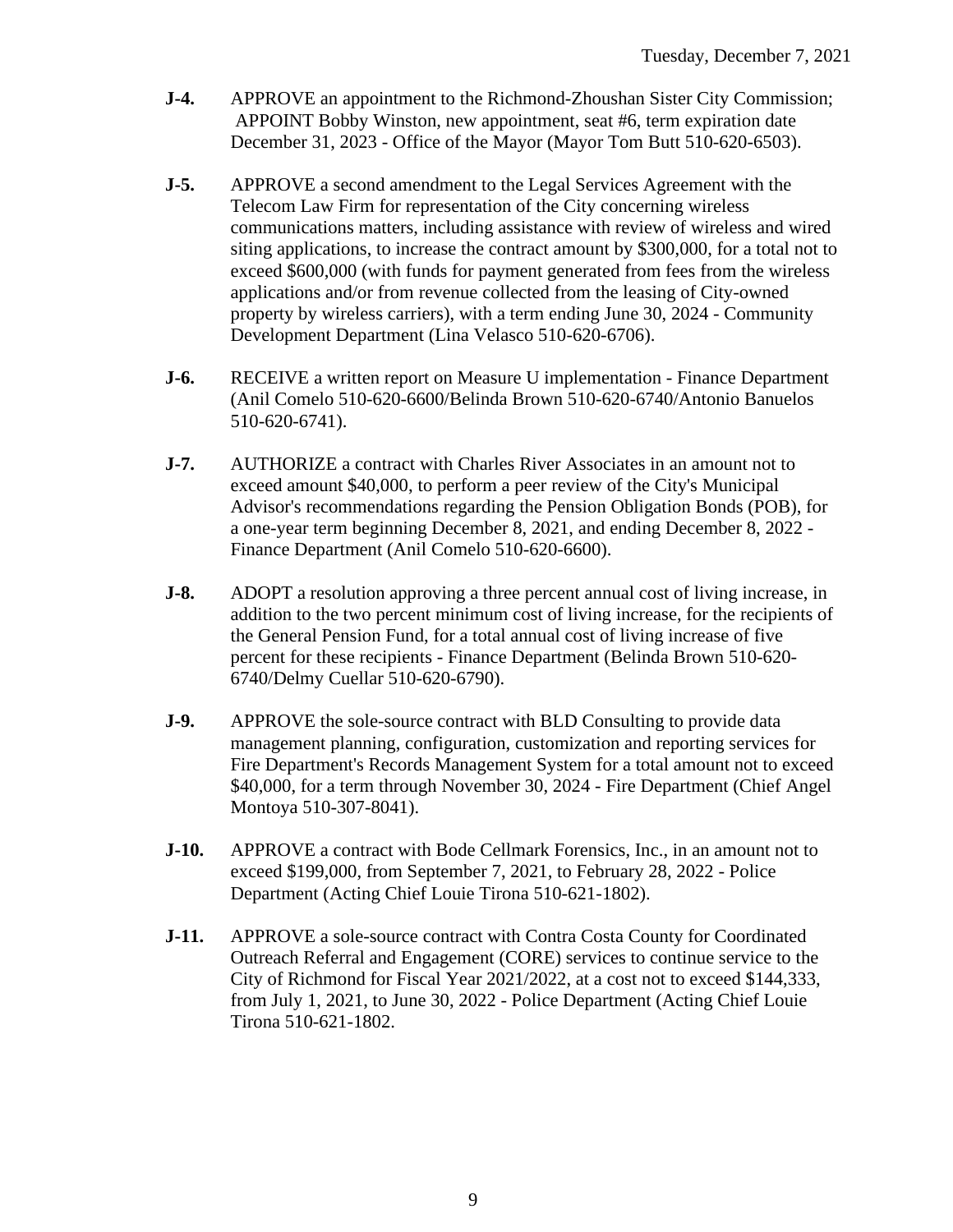**J-4.** APPROVE an appointment to the Richmond-Zhoushan Sister City Commission; APPOINT Bobby Winston, new appointment, seat #6, term expiration date December 31, 2023 - Office of the Mayor (Mayor Tom Butt 510-620-6503).

**J-5.** APPROVE a second amendment to the Legal Services Agreement with the Telecom Law Firm for representation of the City concerning wireless communications matters, including assistance with review of wireless and wired siting applications, to increase the contract amount by $300,000, for a total not to exceed $600,000 (with funds for payment generated from fees from the wireless applications and/or from revenue collected from the leasing of City-owned property by wireless carriers), with a term ending June 30, 2024 - Community Development Department (Lina Velasco 510-620-6706).

**J-6.** RECEIVE a written report on Measure U implementation - Finance Department (Anil Comelo 510-620-6600/Belinda Brown 510-620-6740/Antonio Banuelos 510-620-6741).

**J-7.** AUTHORIZE a contract with Charles River Associates in an amount not to exceed amount $40,000, to perform a peer review of the City's Municipal Advisor's recommendations regarding the Pension Obligation Bonds (POB), for a one-year term beginning December 8, 2021, and ending December 8, 2022 - Finance Department (Anil Comelo 510-620-6600).

**J-8.** ADOPT a resolution approving a three percent annual cost of living increase, in addition to the two percent minimum cost of living increase, for the recipients of the General Pension Fund, for a total annual cost of living increase of five percent for these recipients - Finance Department (Belinda Brown 510-620-6740/Delmy Cuellar 510-620-6790).

**J-9.** APPROVE the sole-source contract with BLD Consulting to provide data management planning, configuration, customization and reporting services for Fire Department's Records Management System for a total amount not to exceed $40,000, for a term through November 30, 2024 - Fire Department (Chief Angel Montoya 510-307-8041).

**J-10.** APPROVE a contract with Bode Cellmark Forensics, Inc., in an amount not to exceed $199,000, from September 7, 2021, to February 28, 2022 - Police Department (Acting Chief Louie Tirona 510-621-1802).

**J-11.** APPROVE a sole-source contract with Contra Costa County for Coordinated Outreach Referral and Engagement (CORE) services to continue service to the City of Richmond for Fiscal Year 2021/2022, at a cost not to exceed $144,333, from July 1, 2021, to June 30, 2022 - Police Department (Acting Chief Louie Tirona 510-621-1802.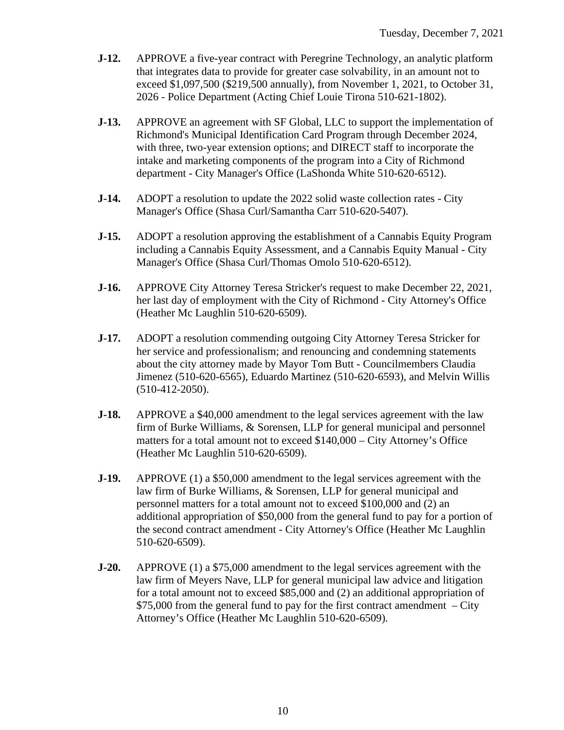**J-12.** APPROVE a five-year contract with Peregrine Technology, an analytic platform that integrates data to provide for greater case solvability, in an amount not to exceed $1,097,500 ($219,500 annually), from November 1, 2021, to October 31, 2026 - Police Department (Acting Chief Louie Tirona 510-621-1802).

**J-13.** APPROVE an agreement with SF Global, LLC to support the implementation of Richmond's Municipal Identification Card Program through December 2024, with three, two-year extension options; and DIRECT staff to incorporate the intake and marketing components of the program into a City of Richmond department - City Manager's Office (LaShonda White 510-620-6512).

**J-14.** ADOPT a resolution to update the 2022 solid waste collection rates - City Manager's Office (Shasa Curl/Samantha Carr 510-620-5407).

**J-15.** ADOPT a resolution approving the establishment of a Cannabis Equity Program including a Cannabis Equity Assessment, and a Cannabis Equity Manual - City Manager's Office (Shasa Curl/Thomas Omolo 510-620-6512).

**J-16.** APPROVE City Attorney Teresa Stricker's request to make December 22, 2021, her last day of employment with the City of Richmond - City Attorney's Office (Heather Mc Laughlin 510-620-6509).

**J-17.** ADOPT a resolution commending outgoing City Attorney Teresa Stricker for her service and professionalism; and renouncing and condemning statements about the city attorney made by Mayor Tom Butt - Councilmembers Claudia Jimenez (510-620-6565), Eduardo Martinez (510-620-6593), and Melvin Willis (510-412-2050).

**J-18.** APPROVE a $40,000 amendment to the legal services agreement with the law firm of Burke Williams, & Sorensen, LLP for general municipal and personnel matters for a total amount not to exceed $140,000 – City Attorney's Office (Heather Mc Laughlin 510-620-6509).

**J-19.** APPROVE (1) a $50,000 amendment to the legal services agreement with the law firm of Burke Williams, & Sorensen, LLP for general municipal and personnel matters for a total amount not to exceed $100,000 and (2) an additional appropriation of $50,000 from the general fund to pay for a portion of the second contract amendment - City Attorney's Office (Heather Mc Laughlin 510-620-6509).

**J-20.** APPROVE (1) a $75,000 amendment to the legal services agreement with the law firm of Meyers Nave, LLP for general municipal law advice and litigation for a total amount not to exceed $85,000 and (2) an additional appropriation of $75,000 from the general fund to pay for the first contract amendment – City Attorney's Office (Heather Mc Laughlin 510-620-6509).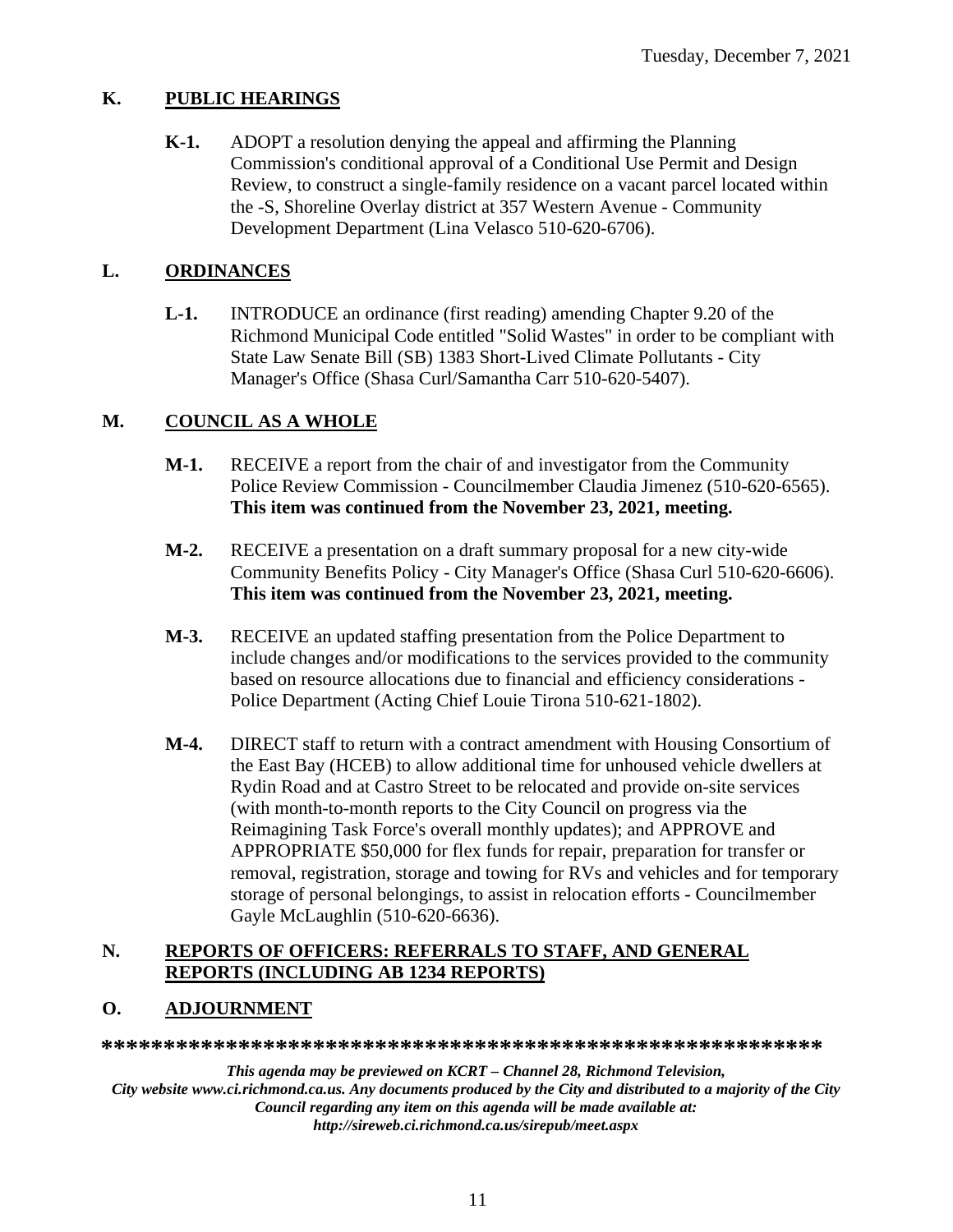## K. PUBLIC HEARINGS

**K-1.** ADOPT a resolution denying the appeal and affirming the Planning Commission's conditional approval of a Conditional Use Permit and Design Review, to construct a single-family residence on a vacant parcel located within the -S, Shoreline Overlay district at 357 Western Avenue - Community Development Department (Lina Velasco 510-620-6706).

## L. ORDINANCES

**L-1.** INTRODUCE an ordinance (first reading) amending Chapter 9.20 of the Richmond Municipal Code entitled "Solid Wastes" in order to be compliant with State Law Senate Bill (SB) 1383 Short-Lived Climate Pollutants - City Manager's Office (Shasa Curl/Samantha Carr 510-620-5407).

## M. COUNCIL AS A WHOLE

**M-1.** RECEIVE a report from the chair of and investigator from the Community Police Review Commission - Councilmember Claudia Jimenez (510-620-6565). **This item was continued from the November 23, 2021, meeting.**

**M-2.** RECEIVE a presentation on a draft summary proposal for a new city-wide Community Benefits Policy - City Manager's Office (Shasa Curl 510-620-6606). **This item was continued from the November 23, 2021, meeting.**

**M-3.** RECEIVE an updated staffing presentation from the Police Department to include changes and/or modifications to the services provided to the community based on resource allocations due to financial and efficiency considerations - Police Department (Acting Chief Louie Tirona 510-621-1802).

**M-4.** DIRECT staff to return with a contract amendment with Housing Consortium of the East Bay (HCEB) to allow additional time for unhoused vehicle dwellers at Rydin Road and at Castro Street to be relocated and provide on-site services (with month-to-month reports to the City Council on progress via the Reimagining Task Force's overall monthly updates); and APPROVE and APPROPRIATE $50,000 for flex funds for repair, preparation for transfer or removal, registration, storage and towing for RVs and vehicles and for temporary storage of personal belongings, to assist in relocation efforts - Councilmember Gayle McLaughlin (510-620-6636).

## N. REPORTS OF OFFICERS: REFERRALS TO STAFF, AND GENERAL REPORTS (INCLUDING AB 1234 REPORTS)

## O. ADJOURNMENT

**********************************************************

*This agenda may be previewed on KCRT – Channel 28, Richmond Television, City website www.ci.richmond.ca.us. Any documents produced by the City and distributed to a majority of the City Council regarding any item on this agenda will be made available at: http://sireweb.ci.richmond.ca.us/sirepub/meet.aspx*